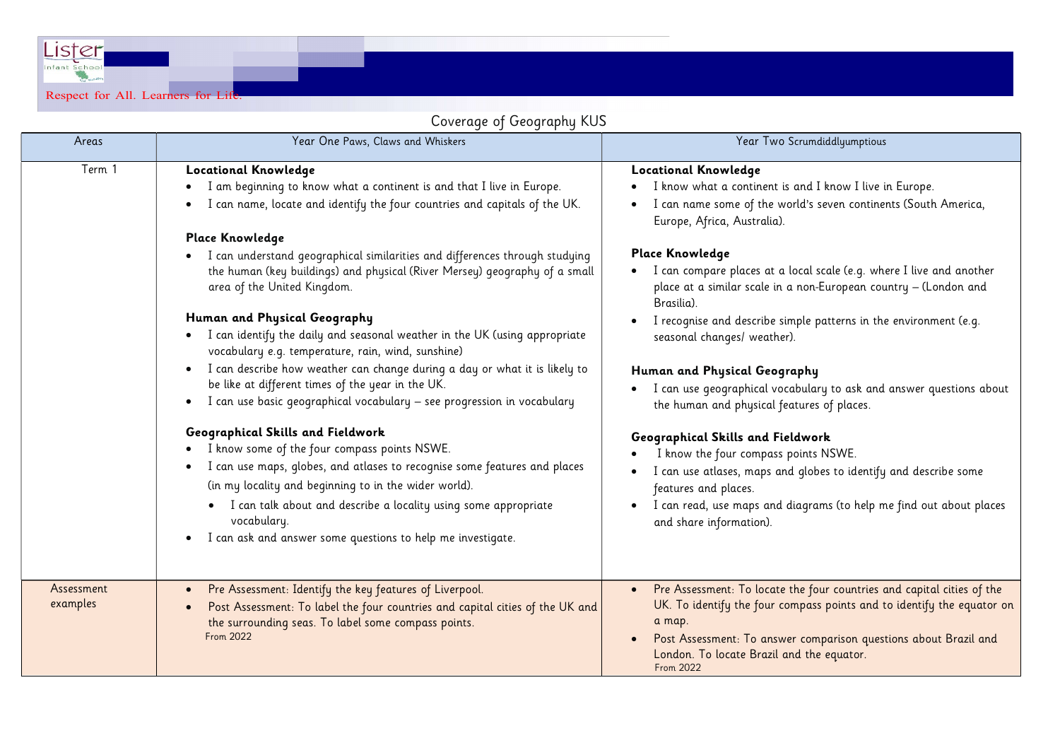Lister Infant School

Respect for All. Learners for Life.

# Coverage of Geography KUS

| Areas | Year One Paws, Claws and Whiskers | Year Two Scrumdiddlyumptious |
|---|---|---|
| Term 1 | **Locational Knowledge**<br>• I am beginning to know what a continent is and that I live in Europe.<br>• I can name, locate and identify the four countries and capitals of the UK.<br><br>**Place Knowledge**<br>• I can understand geographical similarities and differences through studying the human (key buildings) and physical (River Mersey) geography of a small area of the United Kingdom.<br><br>**Human and Physical Geography**<br>• I can identify the daily and seasonal weather in the UK (using appropriate vocabulary e.g. temperature, rain, wind, sunshine)<br>• I can describe how weather can change during a day or what it is likely to be like at different times of the year in the UK.<br>• I can use basic geographical vocabulary – see progression in vocabulary<br><br>**Geographical Skills and Fieldwork**<br>• I know some of the four compass points NSWE.<br>• I can use maps, globes, and atlases to recognise some features and places (in my locality and beginning to in the wider world).<br>• I can talk about and describe a locality using some appropriate vocabulary.<br>• I can ask and answer some questions to help me investigate. | **Locational Knowledge**<br>• I know what a continent is and I know I live in Europe.<br>• I can name some of the world's seven continents (South America, Europe, Africa, Australia).<br><br>**Place Knowledge**<br>• I can compare places at a local scale (e.g. where I live and another place at a similar scale in a non-European country – (London and Brasilia).<br>• I recognise and describe simple patterns in the environment (e.g. seasonal changes/ weather).<br><br>**Human and Physical Geography**<br>• I can use geographical vocabulary to ask and answer questions about the human and physical features of places.<br><br>**Geographical Skills and Fieldwork**<br>• I know the four compass points NSWE.<br>• I can use atlases, maps and globes to identify and describe some features and places.<br>• I can read, use maps and diagrams (to help me find out about places and share information). |
| Assessment examples | • Pre Assessment: Identify the key features of Liverpool.<br>• Post Assessment: To label the four countries and capital cities of the UK and the surrounding seas. To label some compass points.<br>From 2022 | • Pre Assessment: To locate the four countries and capital cities of the UK. To identify the four compass points and to identify the equator on a map.<br>• Post Assessment: To answer comparison questions about Brazil and London. To locate Brazil and the equator.<br>From 2022 |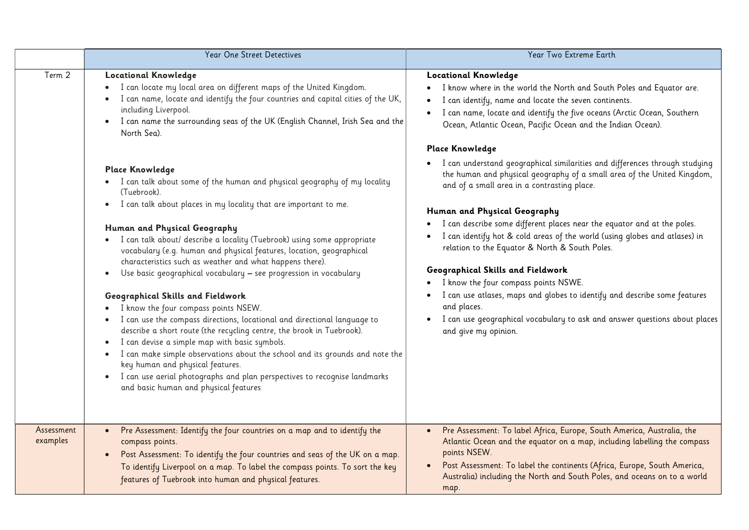| | Year One Street Detectives | Year Two Extreme Earth |
|---|---|---|
| Term 2 | **Locational Knowledge**<br>• I can locate my local area on different maps of the United Kingdom.<br>• I can name, locate and identify the four countries and capital cities of the UK, including Liverpool.<br>• I can name the surrounding seas of the UK (English Channel, Irish Sea and the North Sea).<br><br>**Place Knowledge**<br>• I can talk about some of the human and physical geography of my locality (Tuebrook).<br>• I can talk about places in my locality that are important to me.<br><br>**Human and Physical Geography**<br>• I can talk about/ describe a locality (Tuebrook) using some appropriate vocabulary (e.g. human and physical features, location, geographical characteristics such as weather and what happens there).<br>• Use basic geographical vocabulary – see progression in vocabulary<br><br>**Geographical Skills and Fieldwork**<br>• I know the four compass points NSEW.<br>• I can use the compass directions, locational and directional language to describe a short route (the recycling centre, the brook in Tuebrook).<br>• I can devise a simple map with basic symbols.<br>• I can make simple observations about the school and its grounds and note the key human and physical features.<br>• I can use aerial photographs and plan perspectives to recognise landmarks and basic human and physical features | **Locational Knowledge**<br>• I know where in the world the North and South Poles and Equator are.<br>• I can identify, name and locate the seven continents.<br>• I can name, locate and identify the five oceans (Arctic Ocean, Southern Ocean, Atlantic Ocean, Pacific Ocean and the Indian Ocean).<br><br>**Place Knowledge**<br>• I can understand geographical similarities and differences through studying the human and physical geography of a small area of the United Kingdom, and of a small area in a contrasting place.<br><br>**Human and Physical Geography**<br>• I can describe some different places near the equator and at the poles.<br>• I can identify hot & cold areas of the world (using globes and atlases) in relation to the Equator & North & South Poles.<br><br>**Geographical Skills and Fieldwork**<br>• I know the four compass points NSWE.<br>• I can use atlases, maps and globes to identify and describe some features and places.<br>• I can use geographical vocabulary to ask and answer questions about places and give my opinion. |
| Assessment examples | • Pre Assessment: Identify the four countries on a map and to identify the compass points.<br>• Post Assessment: To identify the four countries and seas of the UK on a map. To identify Liverpool on a map. To label the compass points. To sort the key features of Tuebrook into human and physical features. | • Pre Assessment: To label Africa, Europe, South America, Australia, the Atlantic Ocean and the equator on a map, including labelling the compass points NSEW.<br>• Post Assessment: To label the continents (Africa, Europe, South America, Australia) including the North and South Poles, and oceans on to a world map. |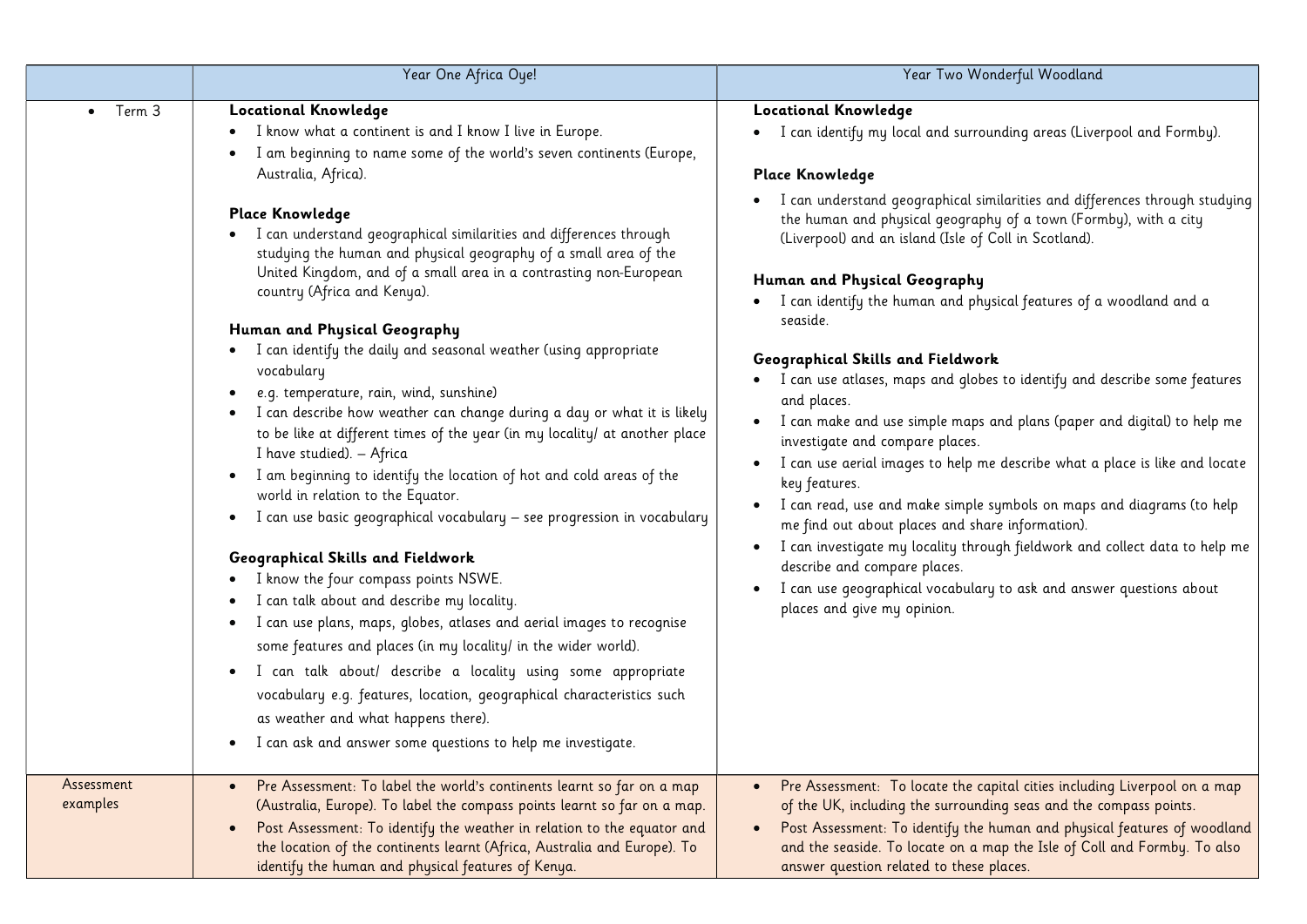| | Year One Africa Oye! | Year Two Wonderful Woodland |
|---|---|---|
| • Term 3 | **Locational Knowledge**<br>• I know what a continent is and I know I live in Europe.<br>• I am beginning to name some of the world's seven continents (Europe, Australia, Africa).<br><br>**Place Knowledge**<br>• I can understand geographical similarities and differences through studying the human and physical geography of a small area of the United Kingdom, and of a small area in a contrasting non-European country (Africa and Kenya).<br><br>**Human and Physical Geography**<br>• I can identify the daily and seasonal weather (using appropriate vocabulary<br>• e.g. temperature, rain, wind, sunshine)<br>• I can describe how weather can change during a day or what it is likely to be like at different times of the year (in my locality/ at another place I have studied). – Africa<br>• I am beginning to identify the location of hot and cold areas of the world in relation to the Equator.<br>• I can use basic geographical vocabulary – see progression in vocabulary<br><br>**Geographical Skills and Fieldwork**<br>• I know the four compass points NSWE.<br>• I can talk about and describe my locality.<br>• I can use plans, maps, globes, atlases and aerial images to recognise some features and places (in my locality/ in the wider world).<br>• I can talk about/ describe a locality using some appropriate vocabulary e.g. features, location, geographical characteristics such as weather and what happens there).<br>• I can ask and answer some questions to help me investigate. | **Locational Knowledge**<br>• I can identify my local and surrounding areas (Liverpool and Formby).<br><br>**Place Knowledge**<br>• I can understand geographical similarities and differences through studying the human and physical geography of a town (Formby), with a city (Liverpool) and an island (Isle of Coll in Scotland).<br><br>**Human and Physical Geography**<br>• I can identify the human and physical features of a woodland and a seaside.<br><br>**Geographical Skills and Fieldwork**<br>• I can use atlases, maps and globes to identify and describe some features and places.<br>• I can make and use simple maps and plans (paper and digital) to help me investigate and compare places.<br>• I can use aerial images to help me describe what a place is like and locate key features.<br>• I can read, use and make simple symbols on maps and diagrams (to help me find out about places and share information).<br>• I can investigate my locality through fieldwork and collect data to help me describe and compare places.<br>• I can use geographical vocabulary to ask and answer questions about places and give my opinion. |
| Assessment examples | • Pre Assessment: To label the world's continents learnt so far on a map (Australia, Europe). To label the compass points learnt so far on a map.<br>• Post Assessment: To identify the weather in relation to the equator and the location of the continents learnt (Africa, Australia and Europe). To identify the human and physical features of Kenya. | • Pre Assessment: To locate the capital cities including Liverpool on a map of the UK, including the surrounding seas and the compass points.<br>• Post Assessment: To identify the human and physical features of woodland and the seaside. To locate on a map the Isle of Coll and Formby. To also answer question related to these places. |